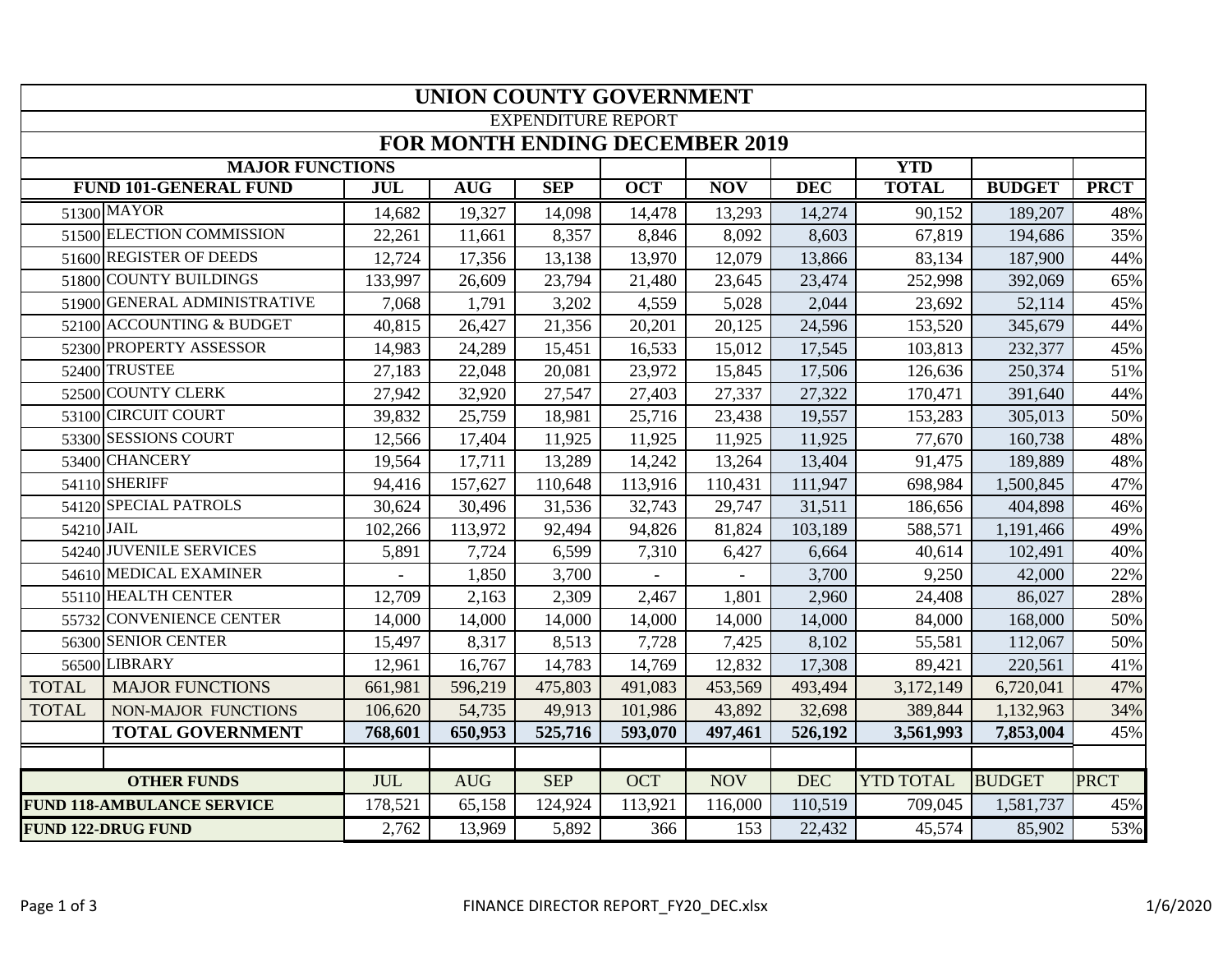# UNION COUNTY GOVERNMENT

EXPENDITURE REPORT

## FOR MONTH ENDING DECEMBER 2019

| MAJOR FUNCTIONS | | | | | | | | YTD | | |
|---|---|---|---|---|---|---|---|---|---|---|
| FUND 101-GENERAL FUND | | JUL | AUG | SEP | OCT | NOV | DEC | TOTAL | BUDGET | PRCT |
| 51300 | MAYOR | 14,682 | 19,327 | 14,098 | 14,478 | 13,293 | 14,274 | 90,152 | 189,207 | 48% |
| 51500 | ELECTION COMMISSION | 22,261 | 11,661 | 8,357 | 8,846 | 8,092 | 8,603 | 67,819 | 194,686 | 35% |
| 51600 | REGISTER OF DEEDS | 12,724 | 17,356 | 13,138 | 13,970 | 12,079 | 13,866 | 83,134 | 187,900 | 44% |
| 51800 | COUNTY BUILDINGS | 133,997 | 26,609 | 23,794 | 21,480 | 23,645 | 23,474 | 252,998 | 392,069 | 65% |
| 51900 | GENERAL ADMINISTRATIVE | 7,068 | 1,791 | 3,202 | 4,559 | 5,028 | 2,044 | 23,692 | 52,114 | 45% |
| 52100 | ACCOUNTING & BUDGET | 40,815 | 26,427 | 21,356 | 20,201 | 20,125 | 24,596 | 153,520 | 345,679 | 44% |
| 52300 | PROPERTY ASSESSOR | 14,983 | 24,289 | 15,451 | 16,533 | 15,012 | 17,545 | 103,813 | 232,377 | 45% |
| 52400 | TRUSTEE | 27,183 | 22,048 | 20,081 | 23,972 | 15,845 | 17,506 | 126,636 | 250,374 | 51% |
| 52500 | COUNTY CLERK | 27,942 | 32,920 | 27,547 | 27,403 | 27,337 | 27,322 | 170,471 | 391,640 | 44% |
| 53100 | CIRCUIT COURT | 39,832 | 25,759 | 18,981 | 25,716 | 23,438 | 19,557 | 153,283 | 305,013 | 50% |
| 53300 | SESSIONS COURT | 12,566 | 17,404 | 11,925 | 11,925 | 11,925 | 11,925 | 77,670 | 160,738 | 48% |
| 53400 | CHANCERY | 19,564 | 17,711 | 13,289 | 14,242 | 13,264 | 13,404 | 91,475 | 189,889 | 48% |
| 54110 | SHERIFF | 94,416 | 157,627 | 110,648 | 113,916 | 110,431 | 111,947 | 698,984 | 1,500,845 | 47% |
| 54120 | SPECIAL PATROLS | 30,624 | 30,496 | 31,536 | 32,743 | 29,747 | 31,511 | 186,656 | 404,898 | 46% |
| 54210 | JAIL | 102,266 | 113,972 | 92,494 | 94,826 | 81,824 | 103,189 | 588,571 | 1,191,466 | 49% |
| 54240 | JUVENILE SERVICES | 5,891 | 7,724 | 6,599 | 7,310 | 6,427 | 6,664 | 40,614 | 102,491 | 40% |
| 54610 | MEDICAL EXAMINER | - | 1,850 | 3,700 | - | - | 3,700 | 9,250 | 42,000 | 22% |
| 55110 | HEALTH CENTER | 12,709 | 2,163 | 2,309 | 2,467 | 1,801 | 2,960 | 24,408 | 86,027 | 28% |
| 55732 | CONVENIENCE CENTER | 14,000 | 14,000 | 14,000 | 14,000 | 14,000 | 14,000 | 84,000 | 168,000 | 50% |
| 56300 | SENIOR CENTER | 15,497 | 8,317 | 8,513 | 7,728 | 7,425 | 8,102 | 55,581 | 112,067 | 50% |
| 56500 | LIBRARY | 12,961 | 16,767 | 14,783 | 14,769 | 12,832 | 17,308 | 89,421 | 220,561 | 41% |
| TOTAL | MAJOR FUNCTIONS | 661,981 | 596,219 | 475,803 | 491,083 | 453,569 | 493,494 | 3,172,149 | 6,720,041 | 47% |
| TOTAL | NON-MAJOR FUNCTIONS | 106,620 | 54,735 | 49,913 | 101,986 | 43,892 | 32,698 | 389,844 | 1,132,963 | 34% |
| | **TOTAL GOVERNMENT** | **768,601** | **650,953** | **525,716** | **593,070** | **497,461** | **526,192** | **3,561,993** | **7,853,004** | 45% |

| OTHER FUNDS | JUL | AUG | SEP | OCT | NOV | DEC | YTD TOTAL | BUDGET | PRCT |
|---|---|---|---|---|---|---|---|---|---|
| FUND 118-AMBULANCE SERVICE | 178,521 | 65,158 | 124,924 | 113,921 | 116,000 | 110,519 | 709,045 | 1,581,737 | 45% |
| FUND 122-DRUG FUND | 2,762 | 13,969 | 5,892 | 366 | 153 | 22,432 | 45,574 | 85,902 | 53% |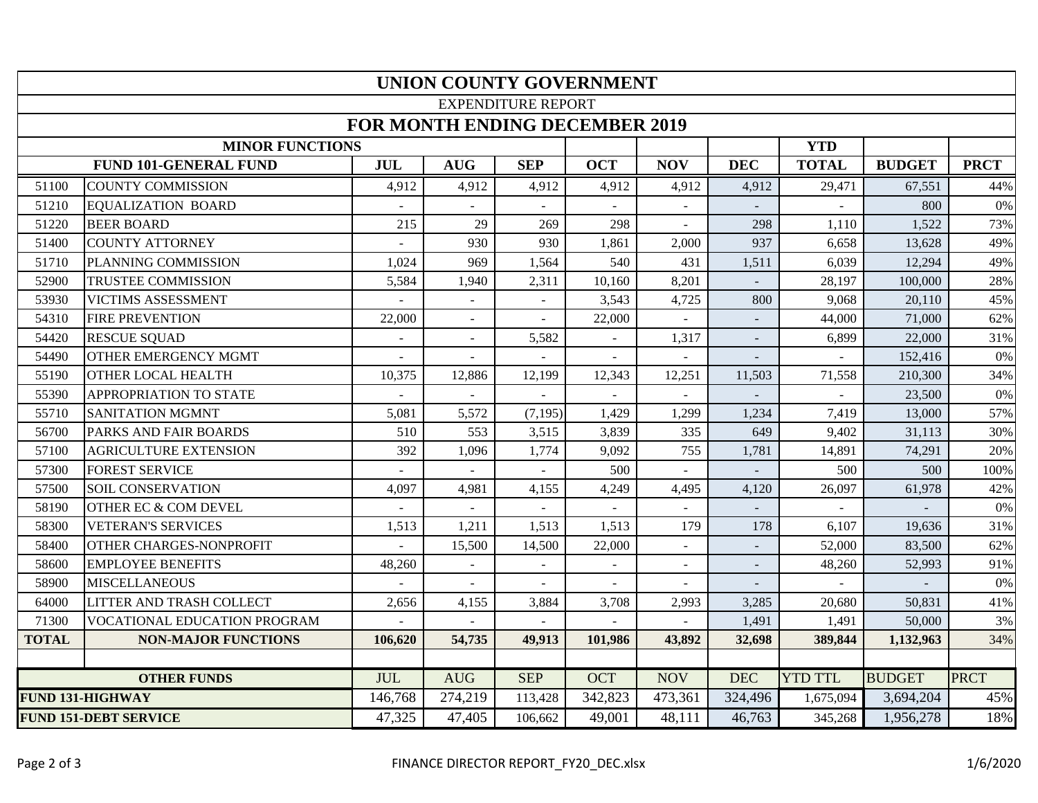# UNION COUNTY GOVERNMENT

EXPENDITURE REPORT

## FOR MONTH ENDING DECEMBER 2019

| MINOR FUNCTIONS | | | | | | | | YTD | | |
|---|---|---|---|---|---|---|---|---|---|---|
| FUND 101-GENERAL FUND | | JUL | AUG | SEP | OCT | NOV | DEC | TOTAL | BUDGET | PRCT |
| 51100 | COUNTY COMMISSION | 4,912 | 4,912 | 4,912 | 4,912 | 4,912 | 4,912 | 29,471 | 67,551 | 44% |
| 51210 | EQUALIZATION BOARD | - | - | - | - | - | - | - | 800 | 0% |
| 51220 | BEER BOARD | 215 | 29 | 269 | 298 | - | 298 | 1,110 | 1,522 | 73% |
| 51400 | COUNTY ATTORNEY | - | 930 | 930 | 1,861 | 2,000 | 937 | 6,658 | 13,628 | 49% |
| 51710 | PLANNING COMMISSION | 1,024 | 969 | 1,564 | 540 | 431 | 1,511 | 6,039 | 12,294 | 49% |
| 52900 | TRUSTEE COMMISSION | 5,584 | 1,940 | 2,311 | 10,160 | 8,201 | - | 28,197 | 100,000 | 28% |
| 53930 | VICTIMS ASSESSMENT | - | - | - | 3,543 | 4,725 | 800 | 9,068 | 20,110 | 45% |
| 54310 | FIRE PREVENTION | 22,000 | - | - | 22,000 | - | - | 44,000 | 71,000 | 62% |
| 54420 | RESCUE SQUAD | - | - | 5,582 | - | 1,317 | - | 6,899 | 22,000 | 31% |
| 54490 | OTHER EMERGENCY MGMT | - | - | - | - | - | - | - | 152,416 | 0% |
| 55190 | OTHER LOCAL HEALTH | 10,375 | 12,886 | 12,199 | 12,343 | 12,251 | 11,503 | 71,558 | 210,300 | 34% |
| 55390 | APPROPRIATION TO STATE | - | - | - | - | - | - | - | 23,500 | 0% |
| 55710 | SANITATION MGMNT | 5,081 | 5,572 | (7,195) | 1,429 | 1,299 | 1,234 | 7,419 | 13,000 | 57% |
| 56700 | PARKS AND FAIR BOARDS | 510 | 553 | 3,515 | 3,839 | 335 | 649 | 9,402 | 31,113 | 30% |
| 57100 | AGRICULTURE EXTENSION | 392 | 1,096 | 1,774 | 9,092 | 755 | 1,781 | 14,891 | 74,291 | 20% |
| 57300 | FOREST SERVICE | - | - | - | 500 | - | - | 500 | 500 | 100% |
| 57500 | SOIL CONSERVATION | 4,097 | 4,981 | 4,155 | 4,249 | 4,495 | 4,120 | 26,097 | 61,978 | 42% |
| 58190 | OTHER EC & COM DEVEL | - | - | - | - | - | - | - | - | 0% |
| 58300 | VETERAN'S SERVICES | 1,513 | 1,211 | 1,513 | 1,513 | 179 | 178 | 6,107 | 19,636 | 31% |
| 58400 | OTHER CHARGES-NONPROFIT | - | 15,500 | 14,500 | 22,000 | - | - | 52,000 | 83,500 | 62% |
| 58600 | EMPLOYEE BENEFITS | 48,260 | - | - | - | - | - | 48,260 | 52,993 | 91% |
| 58900 | MISCELLANEOUS | - | - | - | - | - | - | - | - | 0% |
| 64000 | LITTER AND TRASH COLLECT | 2,656 | 4,155 | 3,884 | 3,708 | 2,993 | 3,285 | 20,680 | 50,831 | 41% |
| 71300 | VOCATIONAL EDUCATION PROGRAM | - | - | - | - | - | 1,491 | 1,491 | 50,000 | 3% |
| **TOTAL** | **NON-MAJOR FUNCTIONS** | **106,620** | **54,735** | **49,913** | **101,986** | **43,892** | **32,698** | **389,844** | **1,132,963** | 34% |

| OTHER FUNDS | JUL | AUG | SEP | OCT | NOV | DEC | YTD TTL | BUDGET | PRCT |
|---|---|---|---|---|---|---|---|---|---|
| **FUND 131-HIGHWAY** | 146,768 | 274,219 | 113,428 | 342,823 | 473,361 | 324,496 | 1,675,094 | 3,694,204 | 45% |
| **FUND 151-DEBT SERVICE** | 47,325 | 47,405 | 106,662 | 49,001 | 48,111 | 46,763 | 345,268 | 1,956,278 | 18% |

FINANCE DIRECTOR REPORT_FY20_DEC.xlsx | 1/6/2020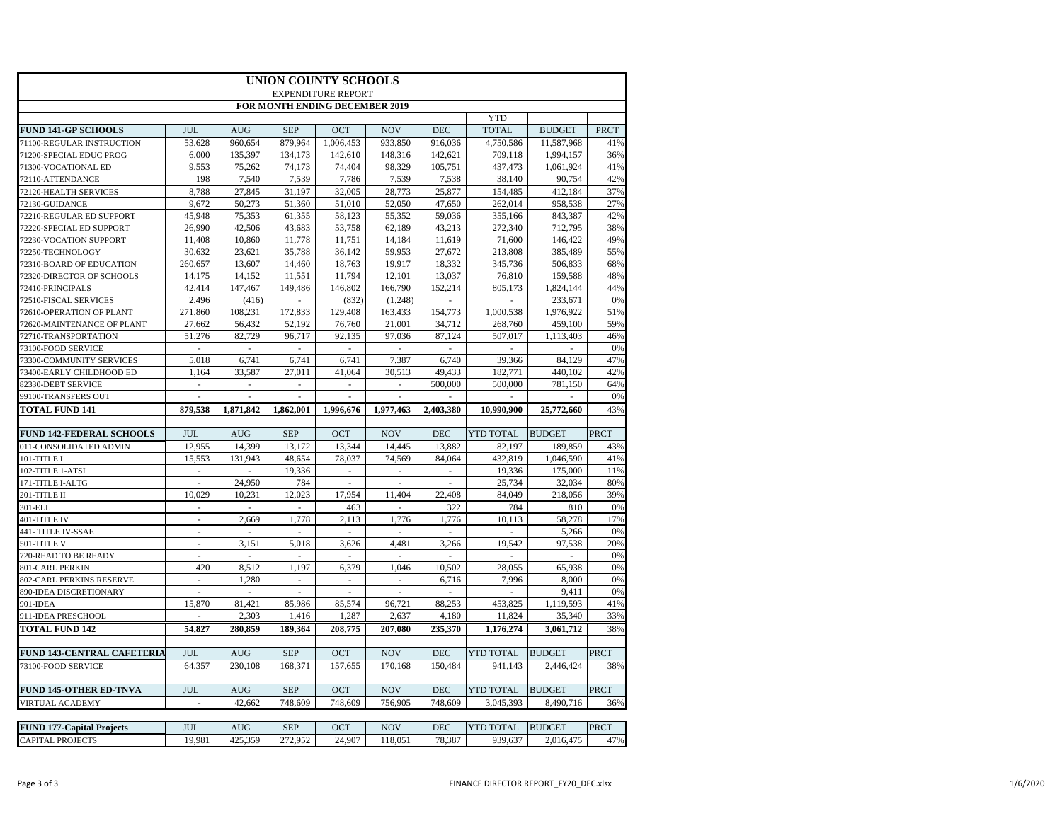# UNION COUNTY SCHOOLS

EXPENDITURE REPORT

**FOR MONTH ENDING DECEMBER 2019**

| FUND 141-GP SCHOOLS | JUL | AUG | SEP | OCT | NOV | DEC | YTD TOTAL | BUDGET | PRCT |
|---|---|---|---|---|---|---|---|---|---|
| 71100-REGULAR INSTRUCTION | 53,628 | 960,654 | 879,964 | 1,006,453 | 933,850 | 916,036 | 4,750,586 | 11,587,968 | 41% |
| 71200-SPECIAL EDUC PROG | 6,000 | 135,397 | 134,173 | 142,610 | 148,316 | 142,621 | 709,118 | 1,994,157 | 36% |
| 71300-VOCATIONAL ED | 9,553 | 75,262 | 74,173 | 74,404 | 98,329 | 105,751 | 437,473 | 1,061,924 | 41% |
| 72110-ATTENDANCE | 198 | 7,540 | 7,539 | 7,786 | 7,539 | 7,538 | 38,140 | 90,754 | 42% |
| 72120-HEALTH SERVICES | 8,788 | 27,845 | 31,197 | 32,005 | 28,773 | 25,877 | 154,485 | 412,184 | 37% |
| 72130-GUIDANCE | 9,672 | 50,273 | 51,360 | 51,010 | 52,050 | 47,650 | 262,014 | 958,538 | 27% |
| 72210-REGULAR ED SUPPORT | 45,948 | 75,353 | 61,355 | 58,123 | 55,352 | 59,036 | 355,166 | 843,387 | 42% |
| 72220-SPECIAL ED SUPPORT | 26,990 | 42,506 | 43,683 | 53,758 | 62,189 | 43,213 | 272,340 | 712,795 | 38% |
| 72230-VOCATION SUPPORT | 11,408 | 10,860 | 11,778 | 11,751 | 14,184 | 11,619 | 71,600 | 146,422 | 49% |
| 72250-TECHNOLOGY | 30,632 | 23,621 | 35,788 | 36,142 | 59,953 | 27,672 | 213,808 | 385,489 | 55% |
| 72310-BOARD OF EDUCATION | 260,657 | 13,607 | 14,460 | 18,763 | 19,917 | 18,332 | 345,736 | 506,833 | 68% |
| 72320-DIRECTOR OF SCHOOLS | 14,175 | 14,152 | 11,551 | 11,794 | 12,101 | 13,037 | 76,810 | 159,588 | 48% |
| 72410-PRINCIPALS | 42,414 | 147,467 | 149,486 | 146,802 | 166,790 | 152,214 | 805,173 | 1,824,144 | 44% |
| 72510-FISCAL SERVICES | 2,496 | (416) | - | (832) | (1,248) | - | - | 233,671 | 0% |
| 72610-OPERATION OF PLANT | 271,860 | 108,231 | 172,833 | 129,408 | 163,433 | 154,773 | 1,000,538 | 1,976,922 | 51% |
| 72620-MAINTENANCE OF PLANT | 27,662 | 56,432 | 52,192 | 76,760 | 21,001 | 34,712 | 268,760 | 459,100 | 59% |
| 72710-TRANSPORTATION | 51,276 | 82,729 | 96,717 | 92,135 | 97,036 | 87,124 | 507,017 | 1,113,403 | 46% |
| 73100-FOOD SERVICE | - | - | - | - | - | - | - | - | 0% |
| 73300-COMMUNITY SERVICES | 5,018 | 6,741 | 6,741 | 6,741 | 7,387 | 6,740 | 39,366 | 84,129 | 47% |
| 73400-EARLY CHILDHOOD ED | 1,164 | 33,587 | 27,011 | 41,064 | 30,513 | 49,433 | 182,771 | 440,102 | 42% |
| 82330-DEBT SERVICE | - | - | - | - | - | 500,000 | 500,000 | 781,150 | 64% |
| 99100-TRANSFERS OUT | - | - | - | - | - | - | - | - | 0% |
| **TOTAL FUND 141** | **879,538** | **1,871,842** | **1,862,001** | **1,996,676** | **1,977,463** | **2,403,380** | **10,990,900** | **25,772,660** | **43%** |

| FUND 142-FEDERAL SCHOOLS | JUL | AUG | SEP | OCT | NOV | DEC | YTD TOTAL | BUDGET | PRCT |
|---|---|---|---|---|---|---|---|---|---|
| 011-CONSOLIDATED ADMIN | 12,955 | 14,399 | 13,172 | 13,344 | 14,445 | 13,882 | 82,197 | 189,859 | 43% |
| 101-TITLE I | 15,553 | 131,943 | 48,654 | 78,037 | 74,569 | 84,064 | 432,819 | 1,046,590 | 41% |
| 102-TITLE 1-ATSI | - | - | 19,336 | - | - | - | 19,336 | 175,000 | 11% |
| 171-TITLE I-ALTG | - | 24,950 | 784 | - | - | - | 25,734 | 32,034 | 80% |
| 201-TITLE II | 10,029 | 10,231 | 12,023 | 17,954 | 11,404 | 22,408 | 84,049 | 218,056 | 39% |
| 301-ELL | - | - | - | 463 | - | 322 | 784 | 810 | 0% |
| 401-TITLE IV | - | 2,669 | 1,778 | 2,113 | 1,776 | 1,776 | 10,113 | 58,278 | 17% |
| 441- TITLE IV-SSAE | - | - | - | - | - | - | - | 5,266 | 0% |
| 501-TITLE V | - | 3,151 | 5,018 | 3,626 | 4,481 | 3,266 | 19,542 | 97,538 | 20% |
| 720-READ TO BE READY | - | - | - | - | - | - | - | - | 0% |
| 801-CARL PERKIN | 420 | 8,512 | 1,197 | 6,379 | 1,046 | 10,502 | 28,055 | 65,938 | 0% |
| 802-CARL PERKINS RESERVE | - | 1,280 | - | - | - | 6,716 | 7,996 | 8,000 | 0% |
| 890-IDEA DISCRETIONARY | - | - | - | - | - | - | - | 9,411 | 0% |
| 901-IDEA | 15,870 | 81,421 | 85,986 | 85,574 | 96,721 | 88,253 | 453,825 | 1,119,593 | 41% |
| 911-IDEA PRESCHOOL | - | 2,303 | 1,416 | 1,287 | 2,637 | 4,180 | 11,824 | 35,340 | 33% |
| **TOTAL FUND 142** | **54,827** | **280,859** | **189,364** | **208,775** | **207,080** | **235,370** | **1,176,274** | **3,061,712** | **38%** |

| FUND 143-CENTRAL CAFETERIA | JUL | AUG | SEP | OCT | NOV | DEC | YTD TOTAL | BUDGET | PRCT |
|---|---|---|---|---|---|---|---|---|---|
| 73100-FOOD SERVICE | 64,357 | 230,108 | 168,371 | 157,655 | 170,168 | 150,484 | 941,143 | 2,446,424 | 38% |

| FUND 145-OTHER ED-TNVA | JUL | AUG | SEP | OCT | NOV | DEC | YTD TOTAL | BUDGET | PRCT |
|---|---|---|---|---|---|---|---|---|---|
| VIRTUAL ACADEMY | - | 42,662 | 748,609 | 748,609 | 756,905 | 748,609 | 3,045,393 | 8,490,716 | 36% |

| FUND 177-Capital Projects | JUL | AUG | SEP | OCT | NOV | DEC | YTD TOTAL | BUDGET | PRCT |
|---|---|---|---|---|---|---|---|---|---|
| CAPITAL PROJECTS | 19,981 | 425,359 | 272,952 | 24,907 | 118,051 | 78,387 | 939,637 | 2,016,475 | 47% |